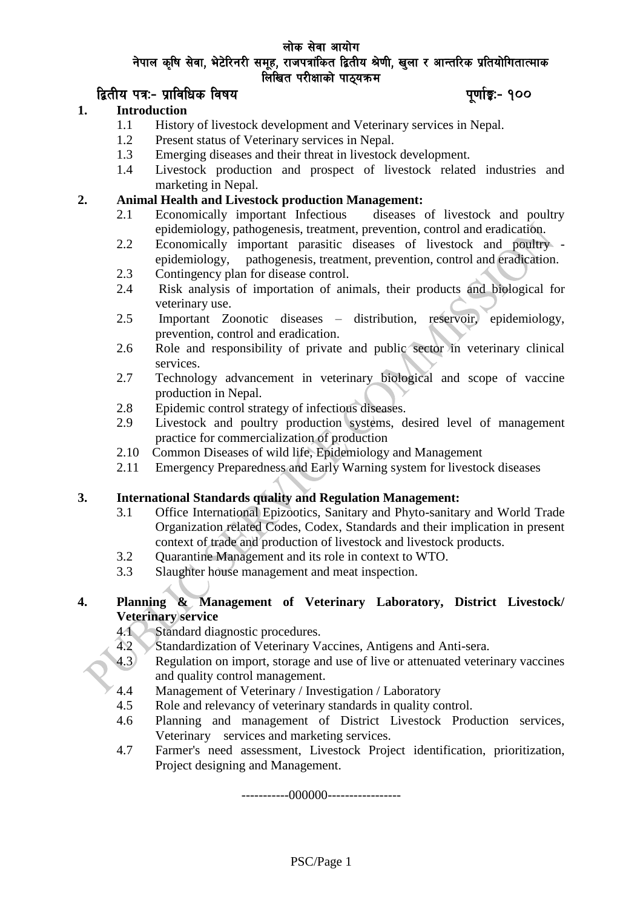# लोक सेवा आयोग

## नेपाल कृषि सेवा, भेटेरिनरी समूह, राजपत्रांकित द्वितीय श्रेणी, खुला र आन्तरिक प्रतियोगितात्माक लिखित परीक्षाको पाठ्यक्रम

**द्वितीय पत्रः- प्राविधिक विषय** **पूर्णाङ्कः- १००**

**1. Introduction**

- 1.1 History of livestock development and Veterinary services in Nepal.
- 1.2 Present status of Veterinary services in Nepal.
- 1.3 Emerging diseases and their threat in livestock development.
- 1.4 Livestock production and prospect of livestock related industries and marketing in Nepal.

**2. Animal Health and Livestock production Management:**

- 2.1 Economically important Infectious diseases of livestock and poultry epidemiology, pathogenesis, treatment, prevention, control and eradication.
- 2.2 Economically important parasitic diseases of livestock and poultry - epidemiology, pathogenesis, treatment, prevention, control and eradication.
- 2.3 Contingency plan for disease control.
- 2.4 Risk analysis of importation of animals, their products and biological for veterinary use.
- 2.5 Important Zoonotic diseases – distribution, reservoir, epidemiology, prevention, control and eradication.
- 2.6 Role and responsibility of private and public sector in veterinary clinical services.
- 2.7 Technology advancement in veterinary biological and scope of vaccine production in Nepal.
- 2.8 Epidemic control strategy of infectious diseases.
- 2.9 Livestock and poultry production systems, desired level of management practice for commercialization of production
- 2.10 Common Diseases of wild life, Epidemiology and Management
- 2.11 Emergency Preparedness and Early Warning system for livestock diseases

**3. International Standards quality and Regulation Management:**

- 3.1 Office International Epizootics, Sanitary and Phyto-sanitary and World Trade Organization related Codes, Codex, Standards and their implication in present context of trade and production of livestock and livestock products.
- 3.2 Quarantine Management and its role in context to WTO.
- 3.3 Slaughter house management and meat inspection.

**4. Planning & Management of Veterinary Laboratory, District Livestock/ Veterinary service**

- 4.1 Standard diagnostic procedures.
- 4.2 Standardization of Veterinary Vaccines, Antigens and Anti-sera.
- 4.3 Regulation on import, storage and use of live or attenuated veterinary vaccines and quality control management.
- 4.4 Management of Veterinary / Investigation / Laboratory
- 4.5 Role and relevancy of veterinary standards in quality control.
- 4.6 Planning and management of District Livestock Production services, Veterinary services and marketing services.
- 4.7 Farmer's need assessment, Livestock Project identification, prioritization, Project designing and Management.

-----------000000-----------------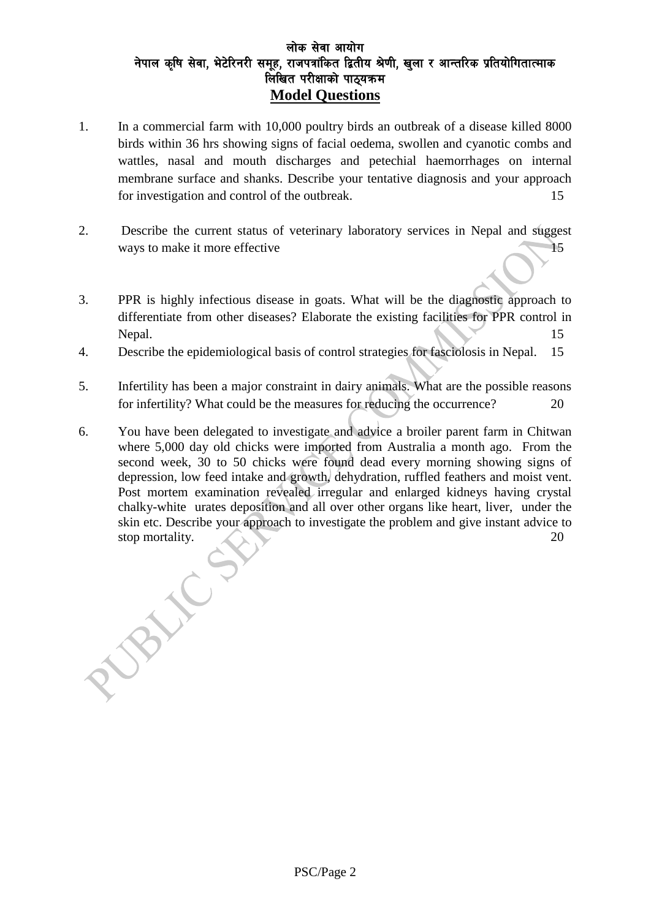**लोक सेवा आयोग**
**नेपाल कृषि सेवा, भेटेरिनरी समूह, राजपत्रांकित द्वितीय श्रेणी, खुला र आन्तरिक प्रतियोगितात्मक**
**लिखित परीक्षाको पाठ्यक्रम**

## Model Questions

1. In a commercial farm with 10,000 poultry birds an outbreak of a disease killed 8000 birds within 36 hrs showing signs of facial oedema, swollen and cyanotic combs and wattles, nasal and mouth discharges and petechial haemorrhages on internal membrane surface and shanks. Describe your tentative diagnosis and your approach for investigation and control of the outbreak. 15

2. Describe the current status of veterinary laboratory services in Nepal and suggest ways to make it more effective 15

3. PPR is highly infectious disease in goats. What will be the diagnostic approach to differentiate from other diseases? Elaborate the existing facilities for PPR control in Nepal. 15

4. Describe the epidemiological basis of control strategies for fasciolosis in Nepal. 15

5. Infertility has been a major constraint in dairy animals. What are the possible reasons for infertility? What could be the measures for reducing the occurrence? 20

6. You have been delegated to investigate and advice a broiler parent farm in Chitwan where 5,000 day old chicks were imported from Australia a month ago. From the second week, 30 to 50 chicks were found dead every morning showing signs of depression, low feed intake and growth, dehydration, ruffled feathers and moist vent. Post mortem examination revealed irregular and enlarged kidneys having crystal chalky-white urates deposition and all over other organs like heart, liver, under the skin etc. Describe your approach to investigate the problem and give instant advice to stop mortality. 20